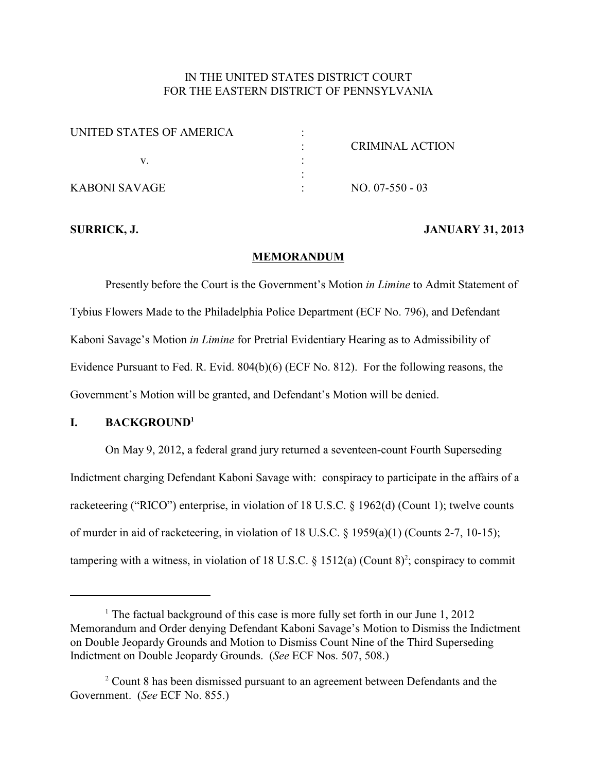IN THE UNITED STATES DISTRICT COURT
FOR THE EASTERN DISTRICT OF PENNSYLVANIA

| | | |
|---|---|---|
| UNITED STATES OF AMERICA | : | |
| | : | CRIMINAL ACTION |
| v. | : | |
| | : | |
| KABONI SAVAGE | : | NO. 07-550 - 03 |

**SURRICK, J.** **JANUARY 31, 2013**

**MEMORANDUM**

Presently before the Court is the Government's Motion *in Limine* to Admit Statement of Tybius Flowers Made to the Philadelphia Police Department (ECF No. 796), and Defendant Kaboni Savage's Motion *in Limine* for Pretrial Evidentiary Hearing as to Admissibility of Evidence Pursuant to Fed. R. Evid. 804(b)(6) (ECF No. 812). For the following reasons, the Government's Motion will be granted, and Defendant's Motion will be denied.

## I. BACKGROUND[1]

On May 9, 2012, a federal grand jury returned a seventeen-count Fourth Superseding Indictment charging Defendant Kaboni Savage with: conspiracy to participate in the affairs of a racketeering ("RICO") enterprise, in violation of 18 U.S.C. § 1962(d) (Count 1); twelve counts of murder in aid of racketeering, in violation of 18 U.S.C. § 1959(a)(1) (Counts 2-7, 10-15); tampering with a witness, in violation of 18 U.S.C. § 1512(a) (Count 8)[2]; conspiracy to commit

---

[1] The factual background of this case is more fully set forth in our June 1, 2012 Memorandum and Order denying Defendant Kaboni Savage's Motion to Dismiss the Indictment on Double Jeopardy Grounds and Motion to Dismiss Count Nine of the Third Superseding Indictment on Double Jeopardy Grounds. (*See* ECF Nos. 507, 508.)

[2] Count 8 has been dismissed pursuant to an agreement between Defendants and the Government. (*See* ECF No. 855.)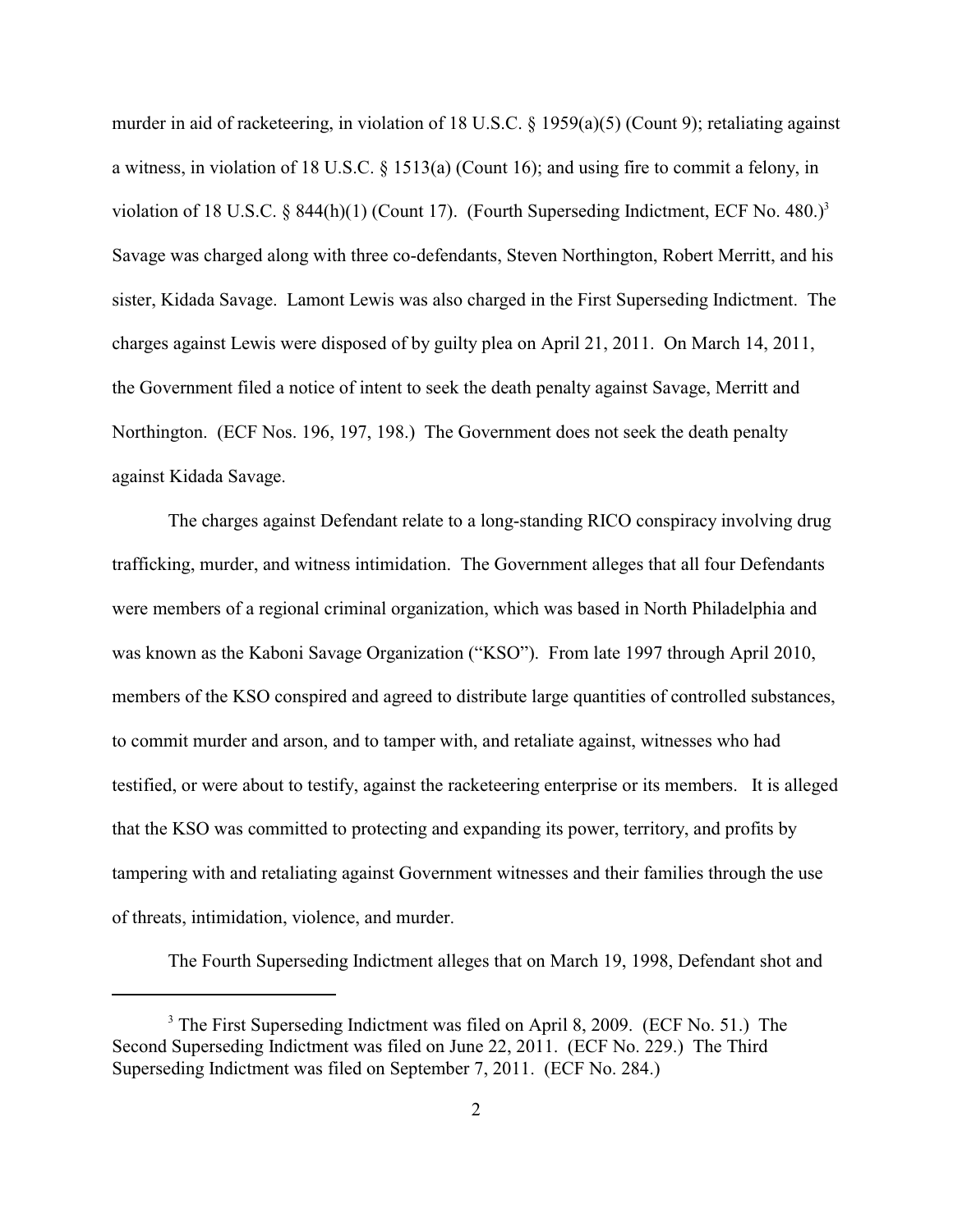murder in aid of racketeering, in violation of 18 U.S.C. § 1959(a)(5) (Count 9); retaliating against a witness, in violation of 18 U.S.C. § 1513(a) (Count 16); and using fire to commit a felony, in violation of 18 U.S.C. § 844(h)(1) (Count 17). (Fourth Superseding Indictment, ECF No. 480.)[3] Savage was charged along with three co-defendants, Steven Northington, Robert Merritt, and his sister, Kidada Savage. Lamont Lewis was also charged in the First Superseding Indictment. The charges against Lewis were disposed of by guilty plea on April 21, 2011. On March 14, 2011, the Government filed a notice of intent to seek the death penalty against Savage, Merritt and Northington. (ECF Nos. 196, 197, 198.) The Government does not seek the death penalty against Kidada Savage.

The charges against Defendant relate to a long-standing RICO conspiracy involving drug trafficking, murder, and witness intimidation. The Government alleges that all four Defendants were members of a regional criminal organization, which was based in North Philadelphia and was known as the Kaboni Savage Organization ("KSO"). From late 1997 through April 2010, members of the KSO conspired and agreed to distribute large quantities of controlled substances, to commit murder and arson, and to tamper with, and retaliate against, witnesses who had testified, or were about to testify, against the racketeering enterprise or its members. It is alleged that the KSO was committed to protecting and expanding its power, territory, and profits by tampering with and retaliating against Government witnesses and their families through the use of threats, intimidation, violence, and murder.

The Fourth Superseding Indictment alleges that on March 19, 1998, Defendant shot and

[3] The First Superseding Indictment was filed on April 8, 2009. (ECF No. 51.) The Second Superseding Indictment was filed on June 22, 2011. (ECF No. 229.) The Third Superseding Indictment was filed on September 7, 2011. (ECF No. 284.)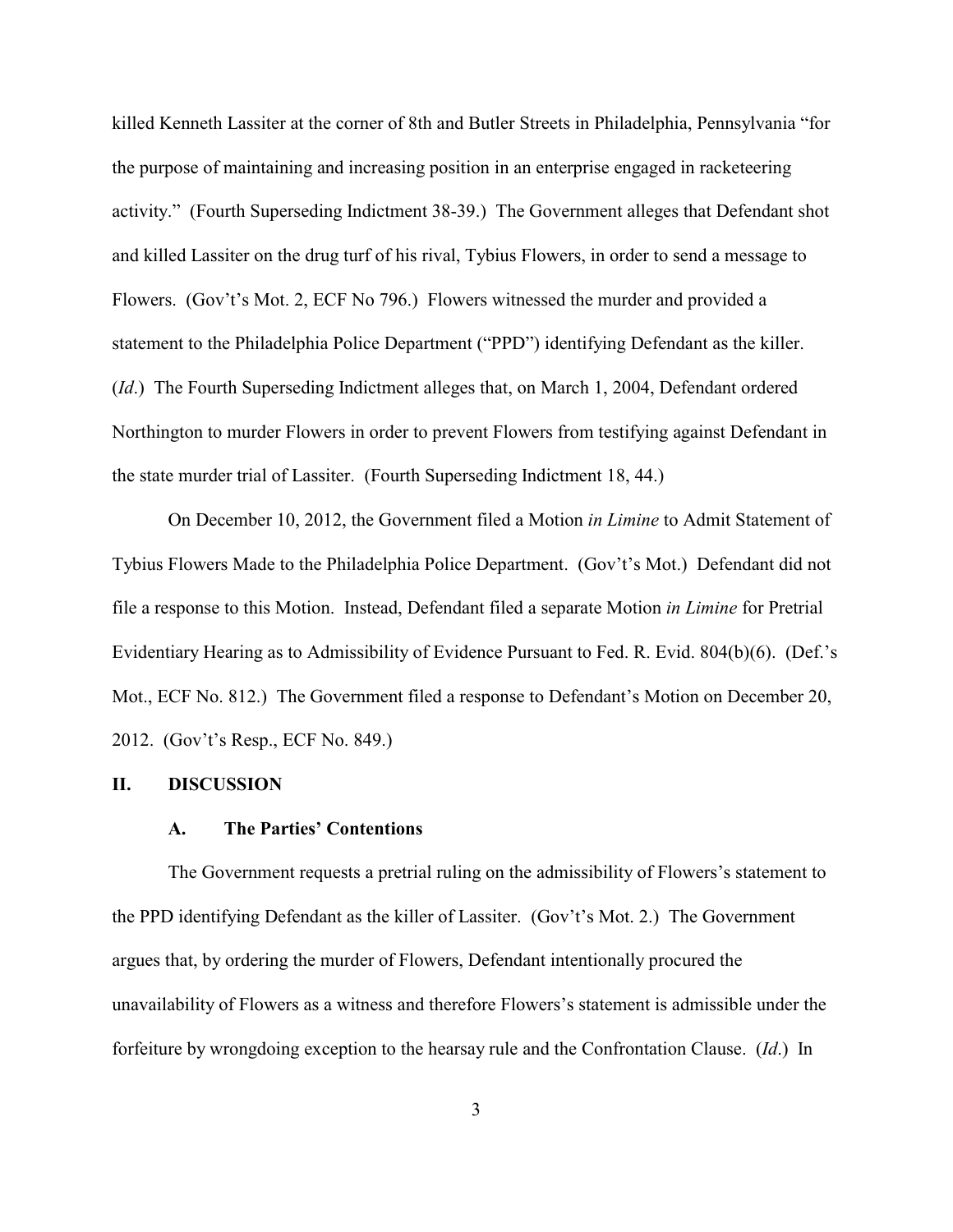killed Kenneth Lassiter at the corner of 8th and Butler Streets in Philadelphia, Pennsylvania "for the purpose of maintaining and increasing position in an enterprise engaged in racketeering activity." (Fourth Superseding Indictment 38-39.) The Government alleges that Defendant shot and killed Lassiter on the drug turf of his rival, Tybius Flowers, in order to send a message to Flowers. (Gov't's Mot. 2, ECF No 796.) Flowers witnessed the murder and provided a statement to the Philadelphia Police Department ("PPD") identifying Defendant as the killer. (*Id*.) The Fourth Superseding Indictment alleges that, on March 1, 2004, Defendant ordered Northington to murder Flowers in order to prevent Flowers from testifying against Defendant in the state murder trial of Lassiter. (Fourth Superseding Indictment 18, 44.)

On December 10, 2012, the Government filed a Motion *in Limine* to Admit Statement of Tybius Flowers Made to the Philadelphia Police Department. (Gov't's Mot.) Defendant did not file a response to this Motion. Instead, Defendant filed a separate Motion *in Limine* for Pretrial Evidentiary Hearing as to Admissibility of Evidence Pursuant to Fed. R. Evid. 804(b)(6). (Def.'s Mot., ECF No. 812.) The Government filed a response to Defendant's Motion on December 20, 2012. (Gov't's Resp., ECF No. 849.)

## II. DISCUSSION

### A. The Parties' Contentions

The Government requests a pretrial ruling on the admissibility of Flowers's statement to the PPD identifying Defendant as the killer of Lassiter. (Gov't's Mot. 2.) The Government argues that, by ordering the murder of Flowers, Defendant intentionally procured the unavailability of Flowers as a witness and therefore Flowers's statement is admissible under the forfeiture by wrongdoing exception to the hearsay rule and the Confrontation Clause. (*Id*.) In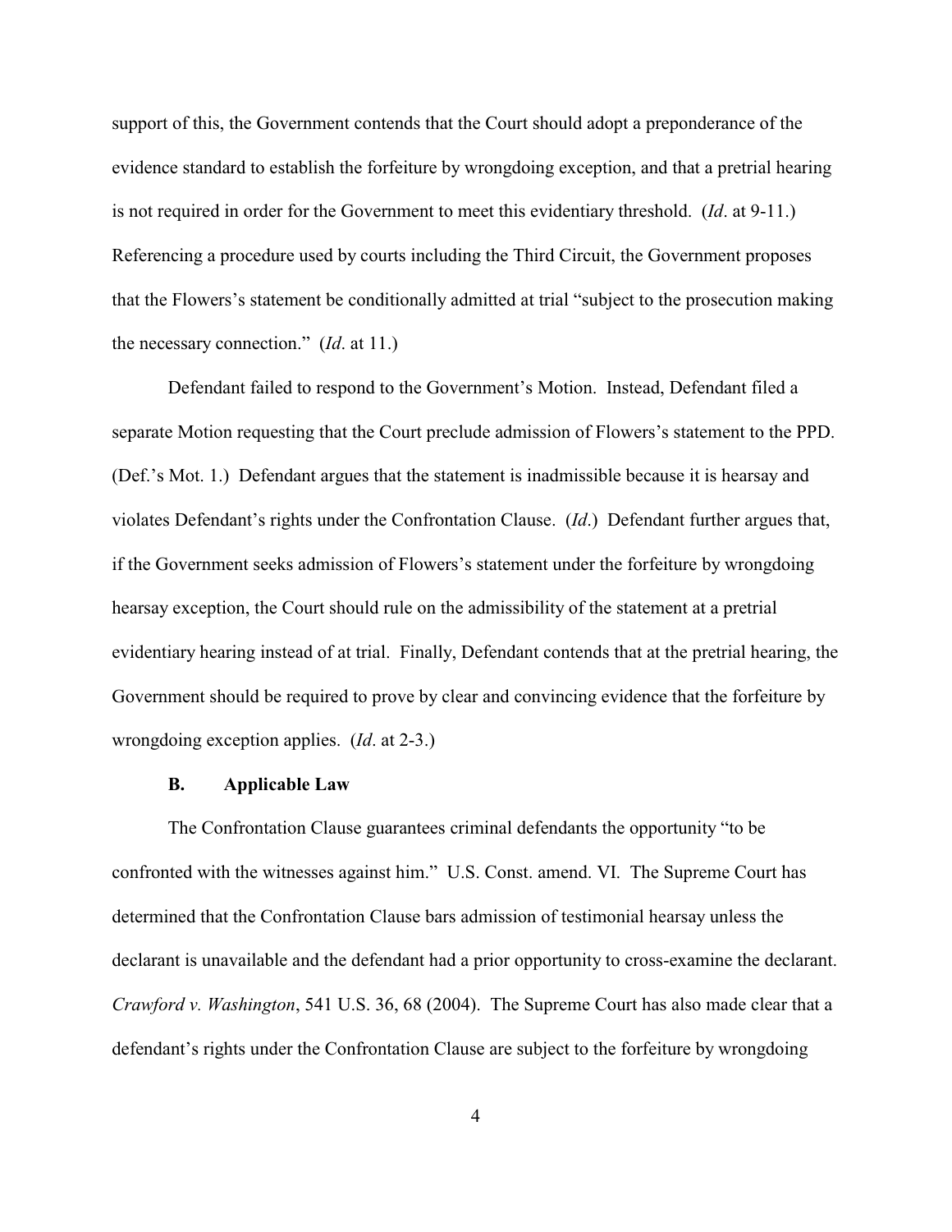support of this, the Government contends that the Court should adopt a preponderance of the evidence standard to establish the forfeiture by wrongdoing exception, and that a pretrial hearing is not required in order for the Government to meet this evidentiary threshold. (*Id*. at 9-11.) Referencing a procedure used by courts including the Third Circuit, the Government proposes that the Flowers's statement be conditionally admitted at trial "subject to the prosecution making the necessary connection." (*Id*. at 11.)

Defendant failed to respond to the Government's Motion. Instead, Defendant filed a separate Motion requesting that the Court preclude admission of Flowers's statement to the PPD. (Def.'s Mot. 1.) Defendant argues that the statement is inadmissible because it is hearsay and violates Defendant's rights under the Confrontation Clause. (*Id*.) Defendant further argues that, if the Government seeks admission of Flowers's statement under the forfeiture by wrongdoing hearsay exception, the Court should rule on the admissibility of the statement at a pretrial evidentiary hearing instead of at trial. Finally, Defendant contends that at the pretrial hearing, the Government should be required to prove by clear and convincing evidence that the forfeiture by wrongdoing exception applies. (*Id*. at 2-3.)

### B. Applicable Law

The Confrontation Clause guarantees criminal defendants the opportunity "to be confronted with the witnesses against him." U.S. Const. amend. VI. The Supreme Court has determined that the Confrontation Clause bars admission of testimonial hearsay unless the declarant is unavailable and the defendant had a prior opportunity to cross-examine the declarant. *Crawford v. Washington*, 541 U.S. 36, 68 (2004). The Supreme Court has also made clear that a defendant's rights under the Confrontation Clause are subject to the forfeiture by wrongdoing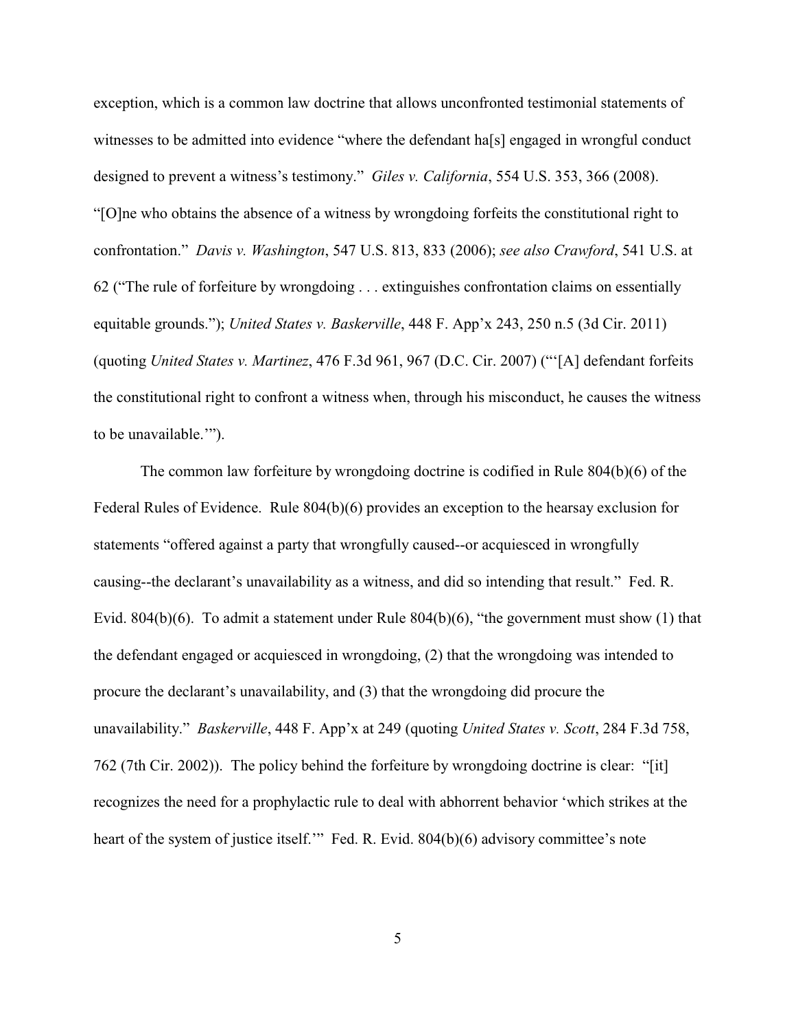exception, which is a common law doctrine that allows unconfronted testimonial statements of witnesses to be admitted into evidence "where the defendant ha[s] engaged in wrongful conduct designed to prevent a witness's testimony." *Giles v. California*, 554 U.S. 353, 366 (2008). "[O]ne who obtains the absence of a witness by wrongdoing forfeits the constitutional right to confrontation." *Davis v. Washington*, 547 U.S. 813, 833 (2006); *see also Crawford*, 541 U.S. at 62 ("The rule of forfeiture by wrongdoing . . . extinguishes confrontation claims on essentially equitable grounds."); *United States v. Baskerville*, 448 F. App'x 243, 250 n.5 (3d Cir. 2011) (quoting *United States v. Martinez*, 476 F.3d 961, 967 (D.C. Cir. 2007) ("'[A] defendant forfeits the constitutional right to confront a witness when, through his misconduct, he causes the witness to be unavailable.'").

The common law forfeiture by wrongdoing doctrine is codified in Rule 804(b)(6) of the Federal Rules of Evidence. Rule 804(b)(6) provides an exception to the hearsay exclusion for statements "offered against a party that wrongfully caused--or acquiesced in wrongfully causing--the declarant's unavailability as a witness, and did so intending that result." Fed. R. Evid. 804(b)(6). To admit a statement under Rule 804(b)(6), "the government must show (1) that the defendant engaged or acquiesced in wrongdoing, (2) that the wrongdoing was intended to procure the declarant's unavailability, and (3) that the wrongdoing did procure the unavailability." *Baskerville*, 448 F. App'x at 249 (quoting *United States v. Scott*, 284 F.3d 758, 762 (7th Cir. 2002)). The policy behind the forfeiture by wrongdoing doctrine is clear: "[it] recognizes the need for a prophylactic rule to deal with abhorrent behavior 'which strikes at the heart of the system of justice itself.'" Fed. R. Evid. 804(b)(6) advisory committee's note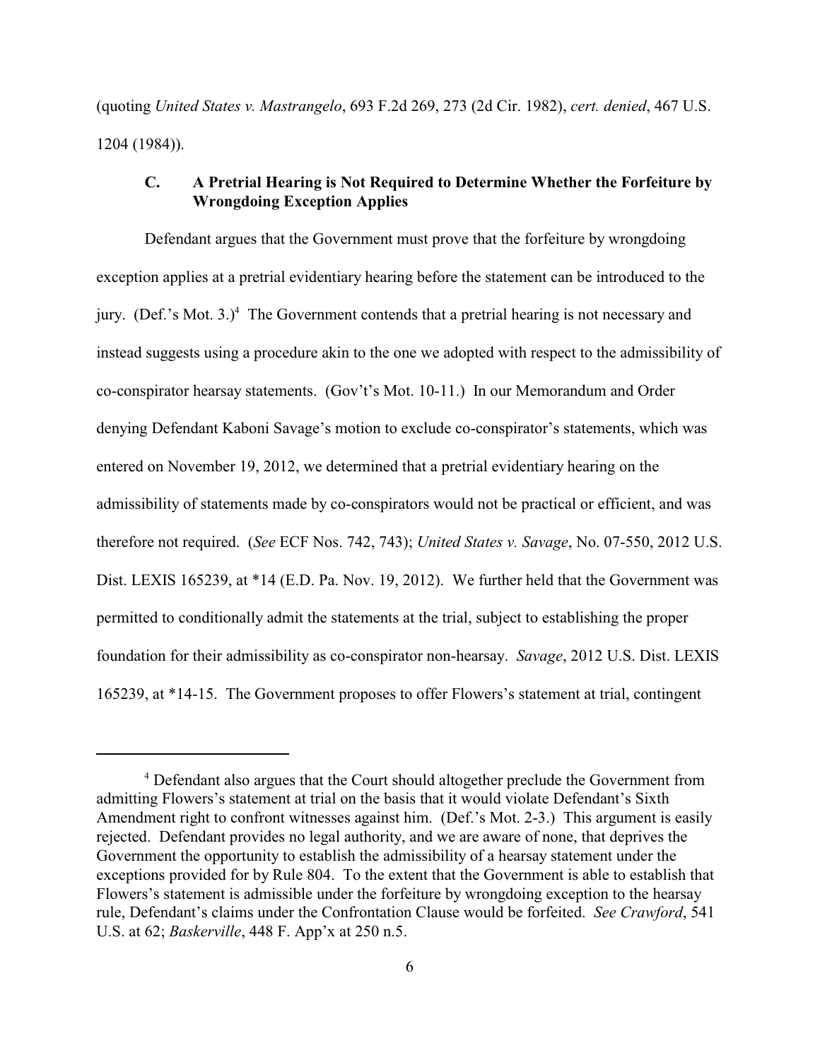(quoting *United States v. Mastrangelo*, 693 F.2d 269, 273 (2d Cir. 1982), *cert. denied*, 467 U.S. 1204 (1984)).

### C. A Pretrial Hearing is Not Required to Determine Whether the Forfeiture by Wrongdoing Exception Applies

Defendant argues that the Government must prove that the forfeiture by wrongdoing exception applies at a pretrial evidentiary hearing before the statement can be introduced to the jury. (Def.'s Mot. 3.)[4] The Government contends that a pretrial hearing is not necessary and instead suggests using a procedure akin to the one we adopted with respect to the admissibility of co-conspirator hearsay statements. (Gov't's Mot. 10-11.) In our Memorandum and Order denying Defendant Kaboni Savage's motion to exclude co-conspirator's statements, which was entered on November 19, 2012, we determined that a pretrial evidentiary hearing on the admissibility of statements made by co-conspirators would not be practical or efficient, and was therefore not required. (*See* ECF Nos. 742, 743); *United States v. Savage*, No. 07-550, 2012 U.S. Dist. LEXIS 165239, at *14 (E.D. Pa. Nov. 19, 2012). We further held that the Government was permitted to conditionally admit the statements at the trial, subject to establishing the proper foundation for their admissibility as co-conspirator non-hearsay. *Savage*, 2012 U.S. Dist. LEXIS 165239, at *14-15. The Government proposes to offer Flowers's statement at trial, contingent

---

[4] Defendant also argues that the Court should altogether preclude the Government from admitting Flowers's statement at trial on the basis that it would violate Defendant's Sixth Amendment right to confront witnesses against him. (Def.'s Mot. 2-3.) This argument is easily rejected. Defendant provides no legal authority, and we are aware of none, that deprives the Government the opportunity to establish the admissibility of a hearsay statement under the exceptions provided for by Rule 804. To the extent that the Government is able to establish that Flowers's statement is admissible under the forfeiture by wrongdoing exception to the hearsay rule, Defendant's claims under the Confrontation Clause would be forfeited. *See Crawford*, 541 U.S. at 62; *Baskerville*, 448 F. App'x at 250 n.5.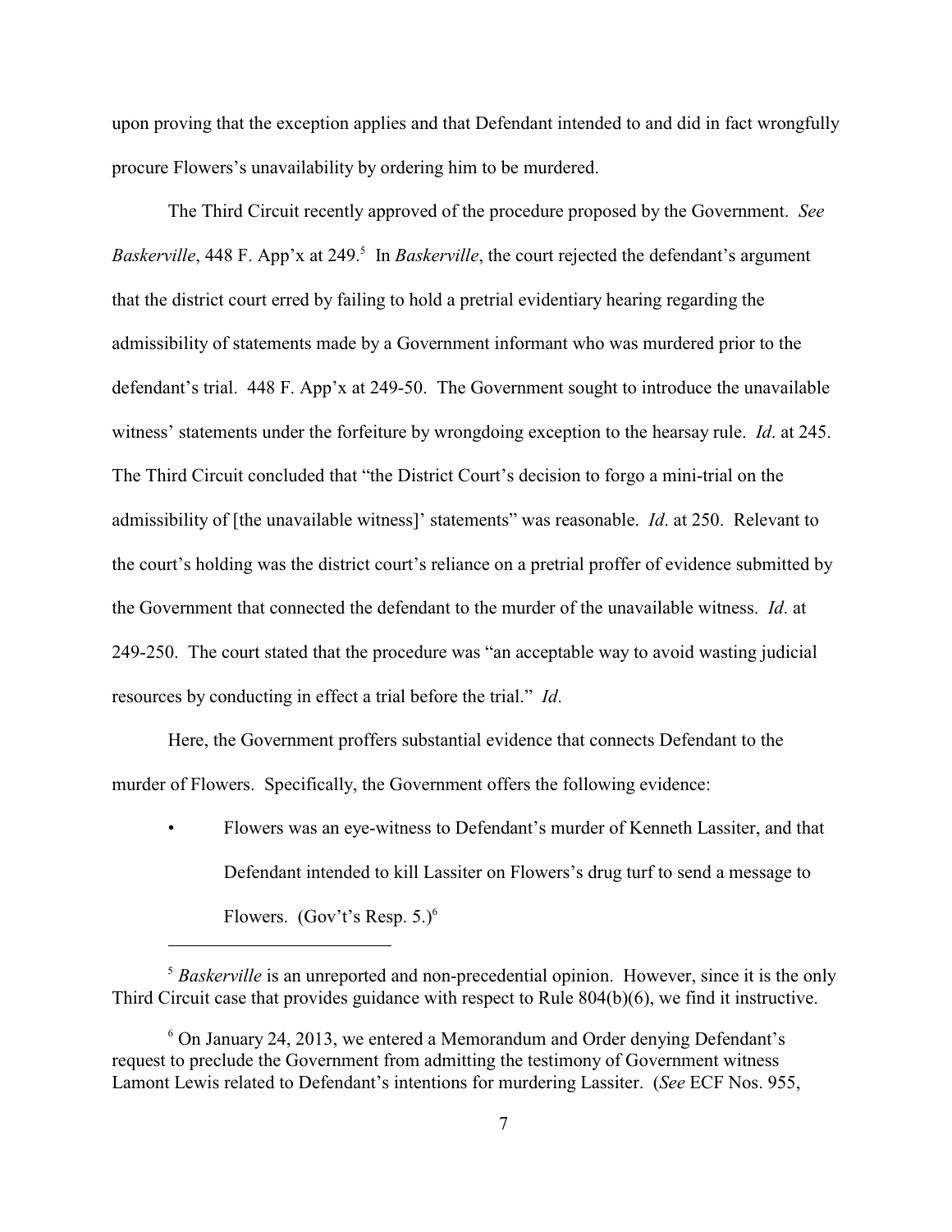upon proving that the exception applies and that Defendant intended to and did in fact wrongfully procure Flowers's unavailability by ordering him to be murdered.

The Third Circuit recently approved of the procedure proposed by the Government. *See Baskerville*, 448 F. App'x at 249.[5] In *Baskerville*, the court rejected the defendant's argument that the district court erred by failing to hold a pretrial evidentiary hearing regarding the admissibility of statements made by a Government informant who was murdered prior to the defendant's trial. 448 F. App'x at 249-50. The Government sought to introduce the unavailable witness' statements under the forfeiture by wrongdoing exception to the hearsay rule. *Id*. at 245. The Third Circuit concluded that "the District Court's decision to forgo a mini-trial on the admissibility of [the unavailable witness]' statements" was reasonable. *Id*. at 250. Relevant to the court's holding was the district court's reliance on a pretrial proffer of evidence submitted by the Government that connected the defendant to the murder of the unavailable witness. *Id*. at 249-250. The court stated that the procedure was "an acceptable way to avoid wasting judicial resources by conducting in effect a trial before the trial." *Id*.

Here, the Government proffers substantial evidence that connects Defendant to the murder of Flowers. Specifically, the Government offers the following evidence:

- Flowers was an eye-witness to Defendant's murder of Kenneth Lassiter, and that Defendant intended to kill Lassiter on Flowers's drug turf to send a message to Flowers. (Gov't's Resp. 5.)[6]

---

[5] *Baskerville* is an unreported and non-precedential opinion. However, since it is the only Third Circuit case that provides guidance with respect to Rule 804(b)(6), we find it instructive.

[6] On January 24, 2013, we entered a Memorandum and Order denying Defendant's request to preclude the Government from admitting the testimony of Government witness Lamont Lewis related to Defendant's intentions for murdering Lassiter. (*See* ECF Nos. 955,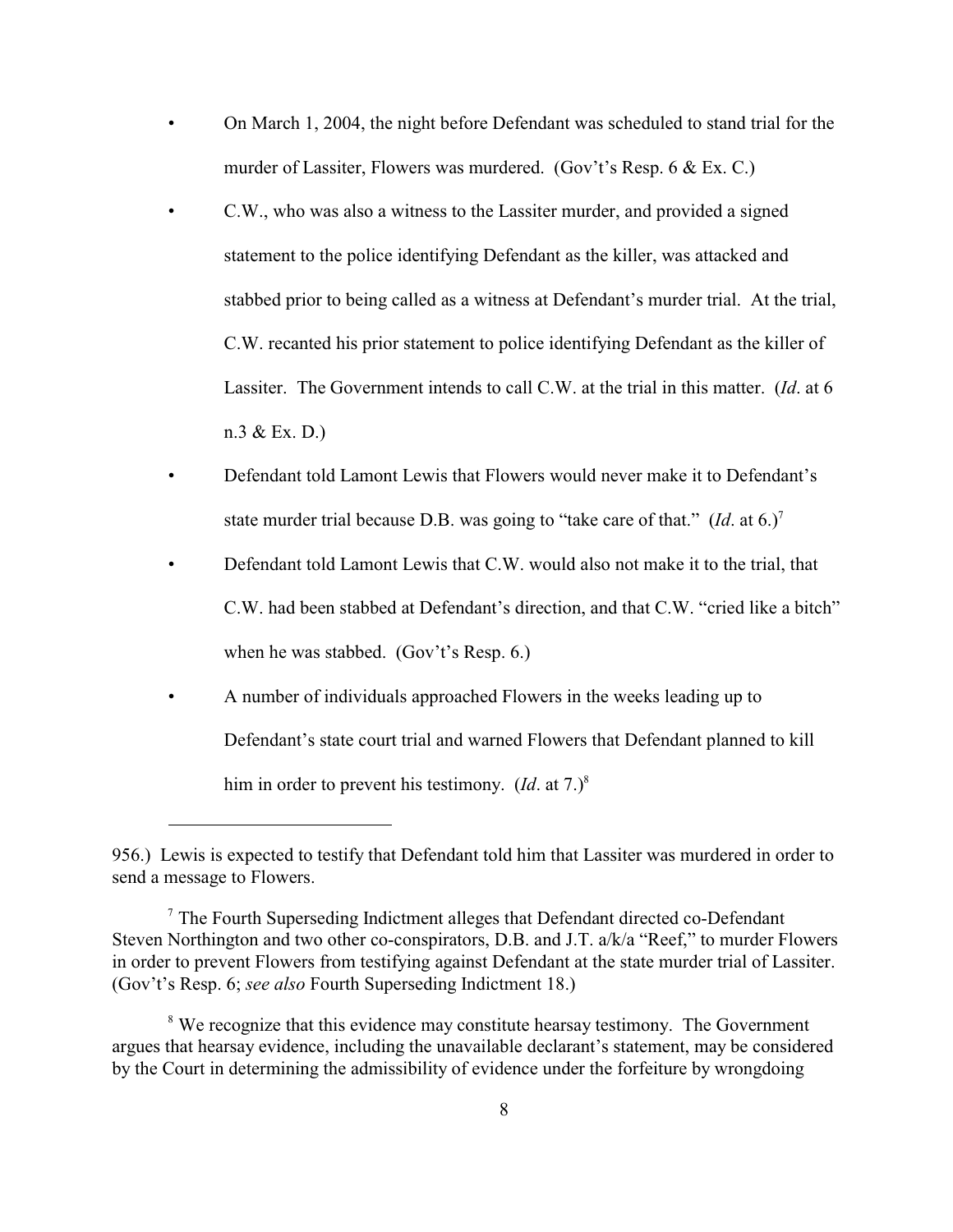- On March 1, 2004, the night before Defendant was scheduled to stand trial for the murder of Lassiter, Flowers was murdered. (Gov't's Resp. 6 & Ex. C.)
- C.W., who was also a witness to the Lassiter murder, and provided a signed statement to the police identifying Defendant as the killer, was attacked and stabbed prior to being called as a witness at Defendant's murder trial. At the trial, C.W. recanted his prior statement to police identifying Defendant as the killer of Lassiter. The Government intends to call C.W. at the trial in this matter. (*Id*. at 6 n.3 & Ex. D.)
- Defendant told Lamont Lewis that Flowers would never make it to Defendant's state murder trial because D.B. was going to "take care of that." (*Id*. at 6.)[7]
- Defendant told Lamont Lewis that C.W. would also not make it to the trial, that C.W. had been stabbed at Defendant's direction, and that C.W. "cried like a bitch" when he was stabbed. (Gov't's Resp. 6.)
- A number of individuals approached Flowers in the weeks leading up to Defendant's state court trial and warned Flowers that Defendant planned to kill him in order to prevent his testimony. (*Id*. at 7.)[8]

---

956.) Lewis is expected to testify that Defendant told him that Lassiter was murdered in order to send a message to Flowers.

[7] The Fourth Superseding Indictment alleges that Defendant directed co-Defendant Steven Northington and two other co-conspirators, D.B. and J.T. a/k/a "Reef," to murder Flowers in order to prevent Flowers from testifying against Defendant at the state murder trial of Lassiter. (Gov't's Resp. 6; *see also* Fourth Superseding Indictment 18.)

[8] We recognize that this evidence may constitute hearsay testimony. The Government argues that hearsay evidence, including the unavailable declarant's statement, may be considered by the Court in determining the admissibility of evidence under the forfeiture by wrongdoing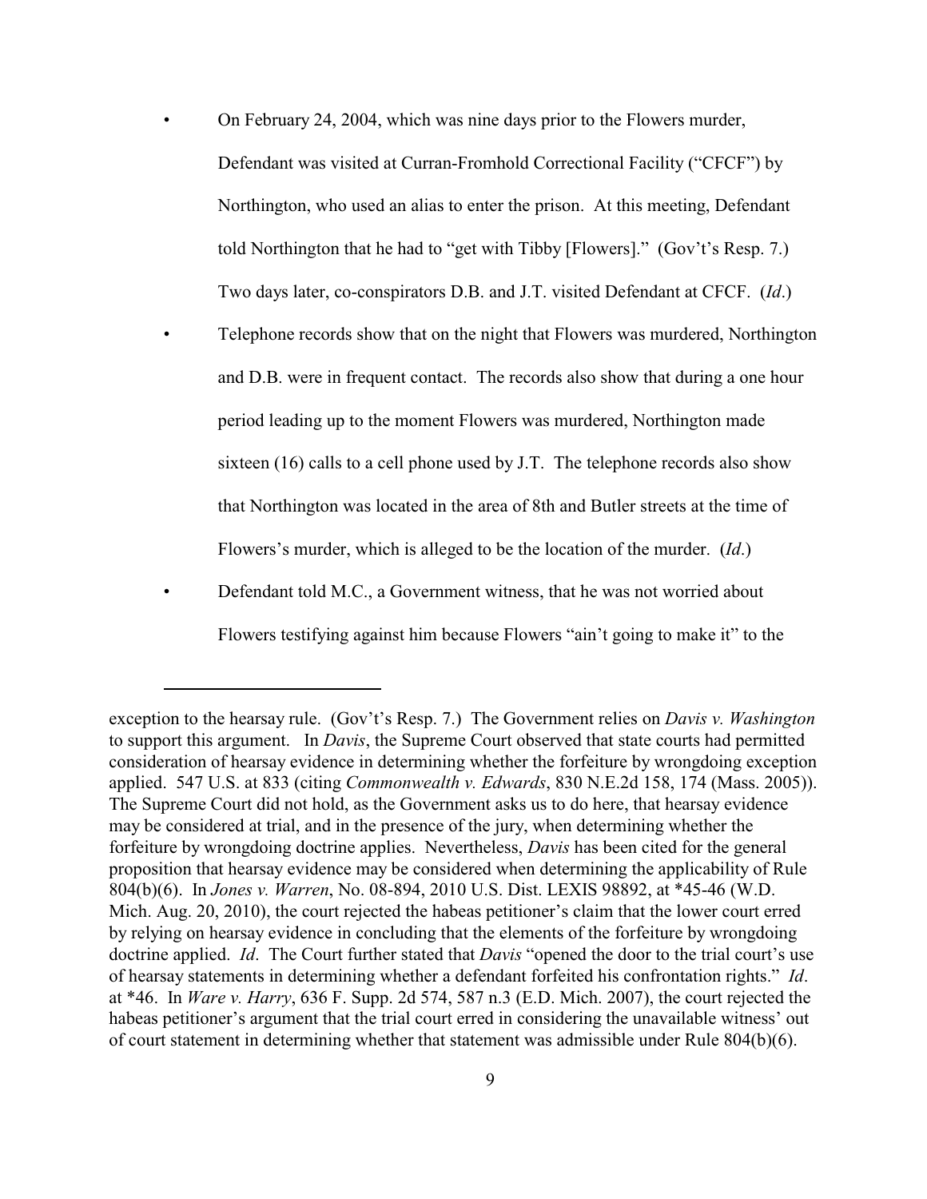- On February 24, 2004, which was nine days prior to the Flowers murder, Defendant was visited at Curran-Fromhold Correctional Facility ("CFCF") by Northington, who used an alias to enter the prison. At this meeting, Defendant told Northington that he had to "get with Tibby [Flowers]." (Gov't's Resp. 7.) Two days later, co-conspirators D.B. and J.T. visited Defendant at CFCF. (*Id*.)
- Telephone records show that on the night that Flowers was murdered, Northington and D.B. were in frequent contact. The records also show that during a one hour period leading up to the moment Flowers was murdered, Northington made sixteen (16) calls to a cell phone used by J.T. The telephone records also show that Northington was located in the area of 8th and Butler streets at the time of Flowers's murder, which is alleged to be the location of the murder. (*Id*.)
- Defendant told M.C., a Government witness, that he was not worried about Flowers testifying against him because Flowers "ain't going to make it" to the

---

exception to the hearsay rule. (Gov't's Resp. 7.) The Government relies on *Davis v. Washington* to support this argument. In *Davis*, the Supreme Court observed that state courts had permitted consideration of hearsay evidence in determining whether the forfeiture by wrongdoing exception applied. 547 U.S. at 833 (citing *Commonwealth v. Edwards*, 830 N.E.2d 158, 174 (Mass. 2005)). The Supreme Court did not hold, as the Government asks us to do here, that hearsay evidence may be considered at trial, and in the presence of the jury, when determining whether the forfeiture by wrongdoing doctrine applies. Nevertheless, *Davis* has been cited for the general proposition that hearsay evidence may be considered when determining the applicability of Rule 804(b)(6). In *Jones v. Warren*, No. 08-894, 2010 U.S. Dist. LEXIS 98892, at *45-46 (W.D. Mich. Aug. 20, 2010), the court rejected the habeas petitioner's claim that the lower court erred by relying on hearsay evidence in concluding that the elements of the forfeiture by wrongdoing doctrine applied. *Id*. The Court further stated that *Davis* "opened the door to the trial court's use of hearsay statements in determining whether a defendant forfeited his confrontation rights." *Id*. at *46. In *Ware v. Harry*, 636 F. Supp. 2d 574, 587 n.3 (E.D. Mich. 2007), the court rejected the habeas petitioner's argument that the trial court erred in considering the unavailable witness' out of court statement in determining whether that statement was admissible under Rule 804(b)(6).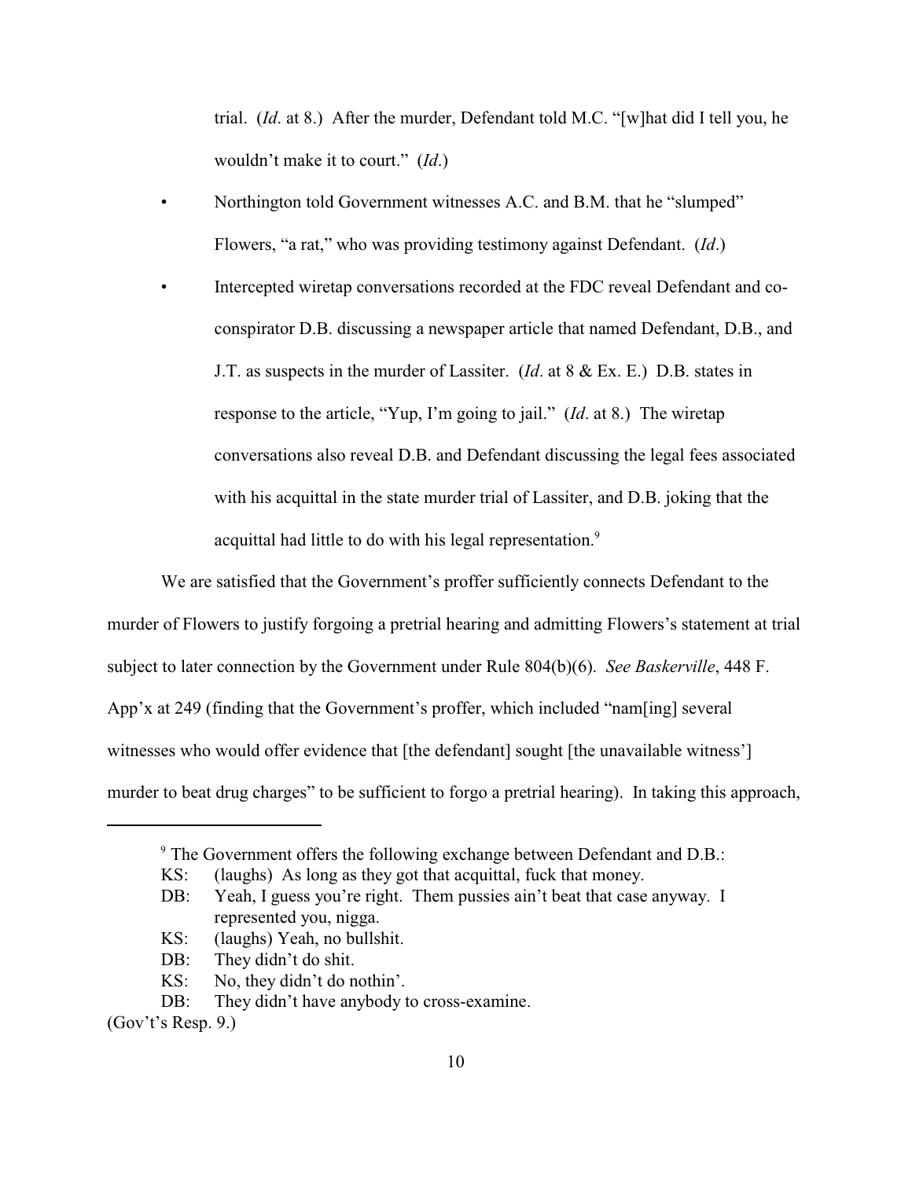trial. (*Id*. at 8.) After the murder, Defendant told M.C. "[w]hat did I tell you, he wouldn't make it to court." (*Id*.)

- Northington told Government witnesses A.C. and B.M. that he "slumped" Flowers, "a rat," who was providing testimony against Defendant. (*Id*.)
- Intercepted wiretap conversations recorded at the FDC reveal Defendant and co-conspirator D.B. discussing a newspaper article that named Defendant, D.B., and J.T. as suspects in the murder of Lassiter. (*Id*. at 8 & Ex. E.) D.B. states in response to the article, "Yup, I'm going to jail." (*Id*. at 8.) The wiretap conversations also reveal D.B. and Defendant discussing the legal fees associated with his acquittal in the state murder trial of Lassiter, and D.B. joking that the acquittal had little to do with his legal representation.[9]

We are satisfied that the Government's proffer sufficiently connects Defendant to the murder of Flowers to justify forgoing a pretrial hearing and admitting Flowers's statement at trial subject to later connection by the Government under Rule 804(b)(6). *See Baskerville*, 448 F. App'x at 249 (finding that the Government's proffer, which included "nam[ing] several witnesses who would offer evidence that [the defendant] sought [the unavailable witness'] murder to beat drug charges" to be sufficient to forgo a pretrial hearing). In taking this approach,

---

[9] The Government offers the following exchange between Defendant and D.B.:

KS: (laughs) As long as they got that acquittal, fuck that money.
DB: Yeah, I guess you're right. Them pussies ain't beat that case anyway. I represented you, nigga.
KS: (laughs) Yeah, no bullshit.
DB: They didn't do shit.
KS: No, they didn't do nothin'.
DB: They didn't have anybody to cross-examine.

(Gov't's Resp. 9.)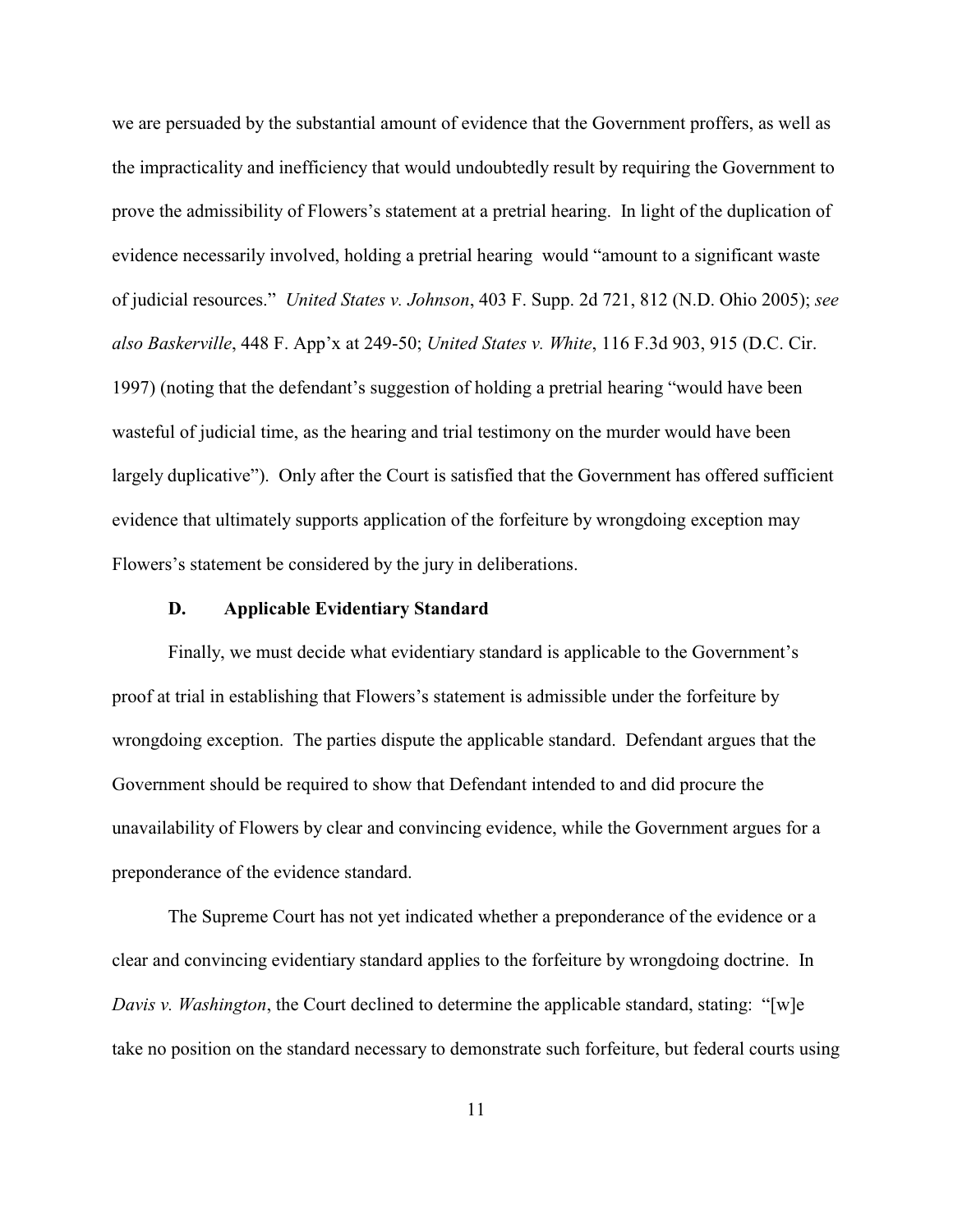we are persuaded by the substantial amount of evidence that the Government proffers, as well as the impracticality and inefficiency that would undoubtedly result by requiring the Government to prove the admissibility of Flowers's statement at a pretrial hearing. In light of the duplication of evidence necessarily involved, holding a pretrial hearing would "amount to a significant waste of judicial resources." *United States v. Johnson*, 403 F. Supp. 2d 721, 812 (N.D. Ohio 2005); *see also Baskerville*, 448 F. App'x at 249-50; *United States v. White*, 116 F.3d 903, 915 (D.C. Cir. 1997) (noting that the defendant's suggestion of holding a pretrial hearing "would have been wasteful of judicial time, as the hearing and trial testimony on the murder would have been largely duplicative"). Only after the Court is satisfied that the Government has offered sufficient evidence that ultimately supports application of the forfeiture by wrongdoing exception may Flowers's statement be considered by the jury in deliberations.

### D. Applicable Evidentiary Standard

Finally, we must decide what evidentiary standard is applicable to the Government's proof at trial in establishing that Flowers's statement is admissible under the forfeiture by wrongdoing exception. The parties dispute the applicable standard. Defendant argues that the Government should be required to show that Defendant intended to and did procure the unavailability of Flowers by clear and convincing evidence, while the Government argues for a preponderance of the evidence standard.

The Supreme Court has not yet indicated whether a preponderance of the evidence or a clear and convincing evidentiary standard applies to the forfeiture by wrongdoing doctrine. In *Davis v. Washington*, the Court declined to determine the applicable standard, stating: "[w]e take no position on the standard necessary to demonstrate such forfeiture, but federal courts using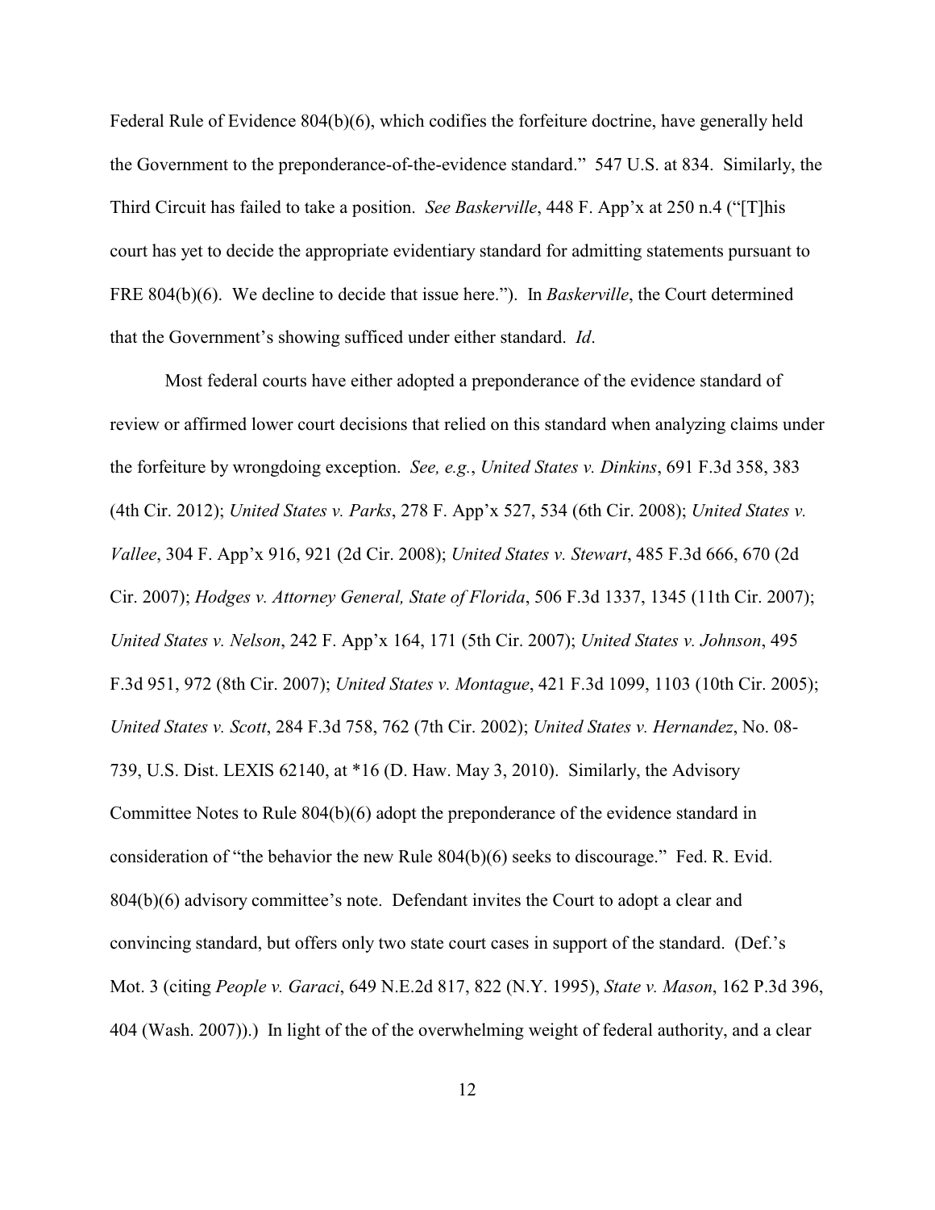Federal Rule of Evidence 804(b)(6), which codifies the forfeiture doctrine, have generally held the Government to the preponderance-of-the-evidence standard." 547 U.S. at 834. Similarly, the Third Circuit has failed to take a position. *See Baskerville*, 448 F. App'x at 250 n.4 ("[T]his court has yet to decide the appropriate evidentiary standard for admitting statements pursuant to FRE 804(b)(6). We decline to decide that issue here."). In *Baskerville*, the Court determined that the Government's showing sufficed under either standard. *Id*.

Most federal courts have either adopted a preponderance of the evidence standard of review or affirmed lower court decisions that relied on this standard when analyzing claims under the forfeiture by wrongdoing exception. *See, e.g.*, *United States v. Dinkins*, 691 F.3d 358, 383 (4th Cir. 2012); *United States v. Parks*, 278 F. App'x 527, 534 (6th Cir. 2008); *United States v. Vallee*, 304 F. App'x 916, 921 (2d Cir. 2008); *United States v. Stewart*, 485 F.3d 666, 670 (2d Cir. 2007); *Hodges v. Attorney General, State of Florida*, 506 F.3d 1337, 1345 (11th Cir. 2007); *United States v. Nelson*, 242 F. App'x 164, 171 (5th Cir. 2007); *United States v. Johnson*, 495 F.3d 951, 972 (8th Cir. 2007); *United States v. Montague*, 421 F.3d 1099, 1103 (10th Cir. 2005); *United States v. Scott*, 284 F.3d 758, 762 (7th Cir. 2002); *United States v. Hernandez*, No. 08-739, U.S. Dist. LEXIS 62140, at *16 (D. Haw. May 3, 2010). Similarly, the Advisory Committee Notes to Rule 804(b)(6) adopt the preponderance of the evidence standard in consideration of "the behavior the new Rule 804(b)(6) seeks to discourage." Fed. R. Evid. 804(b)(6) advisory committee's note. Defendant invites the Court to adopt a clear and convincing standard, but offers only two state court cases in support of the standard. (Def.'s Mot. 3 (citing *People v. Garaci*, 649 N.E.2d 817, 822 (N.Y. 1995), *State v. Mason*, 162 P.3d 396, 404 (Wash. 2007)).) In light of the of the overwhelming weight of federal authority, and a clear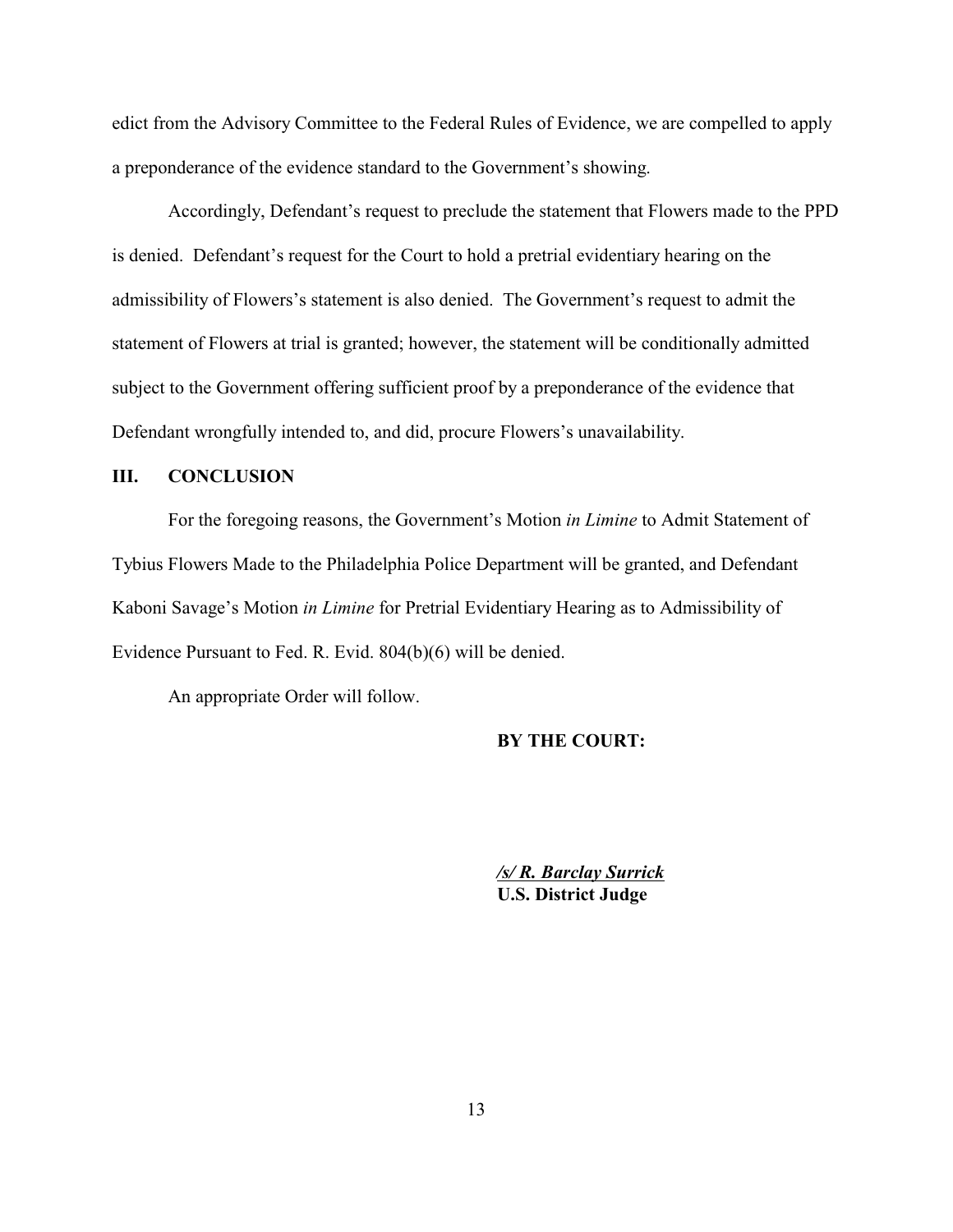edict from the Advisory Committee to the Federal Rules of Evidence, we are compelled to apply a preponderance of the evidence standard to the Government's showing.

Accordingly, Defendant's request to preclude the statement that Flowers made to the PPD is denied. Defendant's request for the Court to hold a pretrial evidentiary hearing on the admissibility of Flowers's statement is also denied. The Government's request to admit the statement of Flowers at trial is granted; however, the statement will be conditionally admitted subject to the Government offering sufficient proof by a preponderance of the evidence that Defendant wrongfully intended to, and did, procure Flowers's unavailability.

## III. CONCLUSION

For the foregoing reasons, the Government's Motion *in Limine* to Admit Statement of Tybius Flowers Made to the Philadelphia Police Department will be granted, and Defendant Kaboni Savage's Motion *in Limine* for Pretrial Evidentiary Hearing as to Admissibility of Evidence Pursuant to Fed. R. Evid. 804(b)(6) will be denied.

An appropriate Order will follow.

**BY THE COURT:**

***/s/ R. Barclay Surrick***
**U.S. District Judge**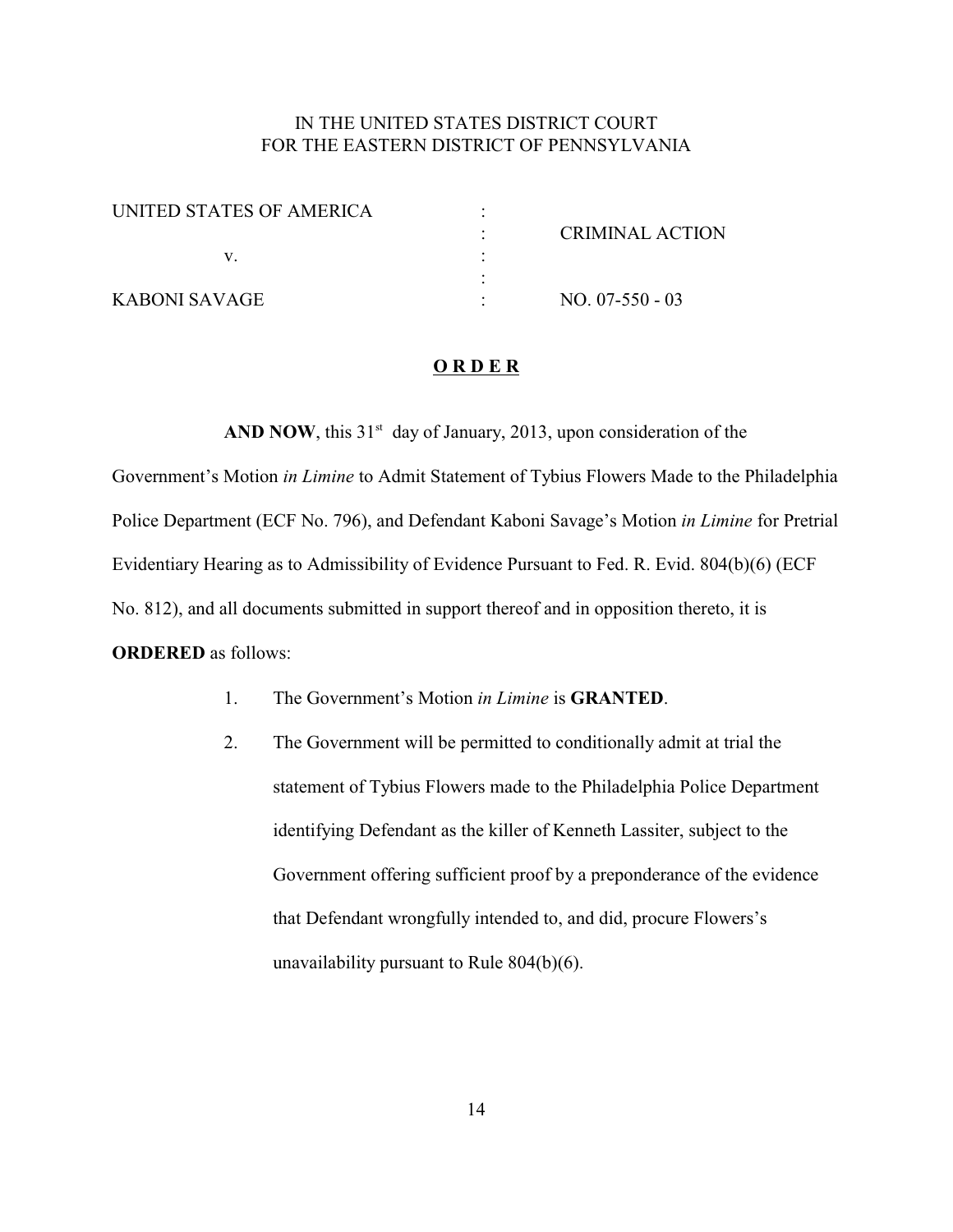IN THE UNITED STATES DISTRICT COURT
FOR THE EASTERN DISTRICT OF PENNSYLVANIA

| | | |
|---|---|---|
| UNITED STATES OF AMERICA | : | |
| | : | CRIMINAL ACTION |
| v. | : | |
| | : | |
| KABONI SAVAGE | : | NO. 07-550 - 03 |

**O R D E R**

**AND NOW**, this 31st day of January, 2013, upon consideration of the Government's Motion *in Limine* to Admit Statement of Tybius Flowers Made to the Philadelphia Police Department (ECF No. 796), and Defendant Kaboni Savage's Motion *in Limine* for Pretrial Evidentiary Hearing as to Admissibility of Evidence Pursuant to Fed. R. Evid. 804(b)(6) (ECF No. 812), and all documents submitted in support thereof and in opposition thereto, it is **ORDERED** as follows:

1. The Government's Motion *in Limine* is **GRANTED**.
2. The Government will be permitted to conditionally admit at trial the statement of Tybius Flowers made to the Philadelphia Police Department identifying Defendant as the killer of Kenneth Lassiter, subject to the Government offering sufficient proof by a preponderance of the evidence that Defendant wrongfully intended to, and did, procure Flowers's unavailability pursuant to Rule 804(b)(6).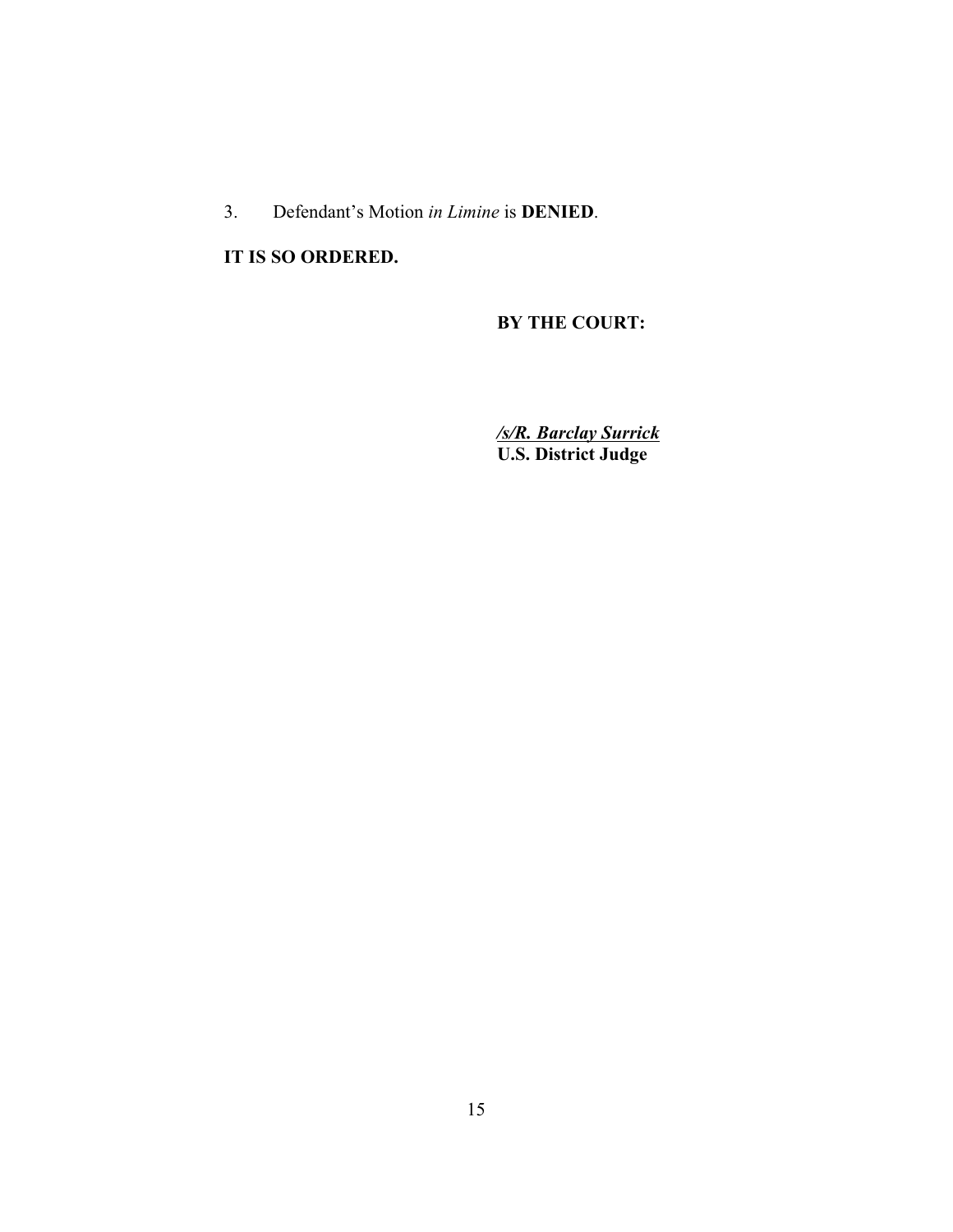3. Defendant's Motion *in Limine* is **DENIED**.

**IT IS SO ORDERED.**

**BY THE COURT:**

***/s/R. Barclay Surrick***
**U.S. District Judge**